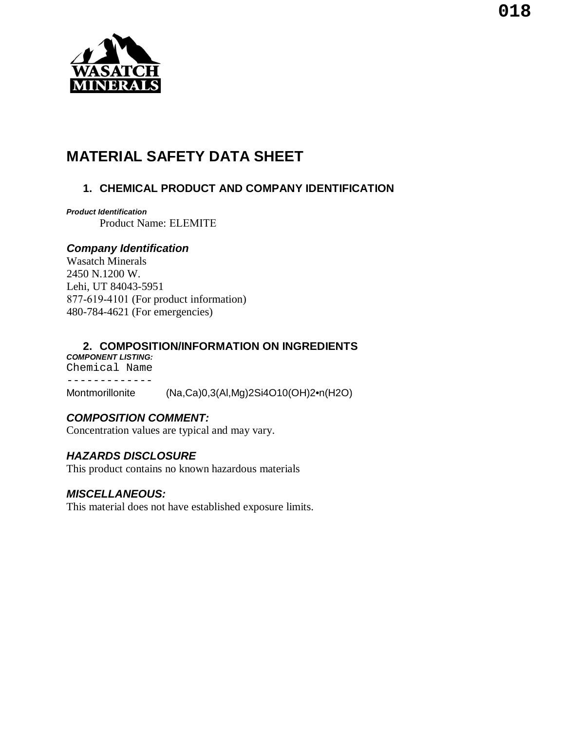# MATERIAL SAFETY DATA SHEET

## 1. CHEMICAL PRODUCT AND COMPANY IDENTIFICATION

***Product Identification***

Product Name: ELEMITE

### *Company Identification*

Wasatch Minerals
2450 N.1200 W.
Lehi, UT 84043-5951
877-619-4101 (For product information)
480-784-4621 (For emergencies)

## 2. COMPOSITION/INFORMATION ON INGREDIENTS

***COMPONENT LISTING:***

| Chemical Name | |
|---|---|
| Montmorillonite | $(Na,Ca)_{0,3}(Al,Mg)_2Si_4O_{10}(OH)_2 \bullet n(H_2O)$ |

### *COMPOSITION COMMENT:*

Concentration values are typical and may vary.

### *HAZARDS DISCLOSURE*

This product contains no known hazardous materials

### *MISCELLANEOUS:*

This material does not have established exposure limits.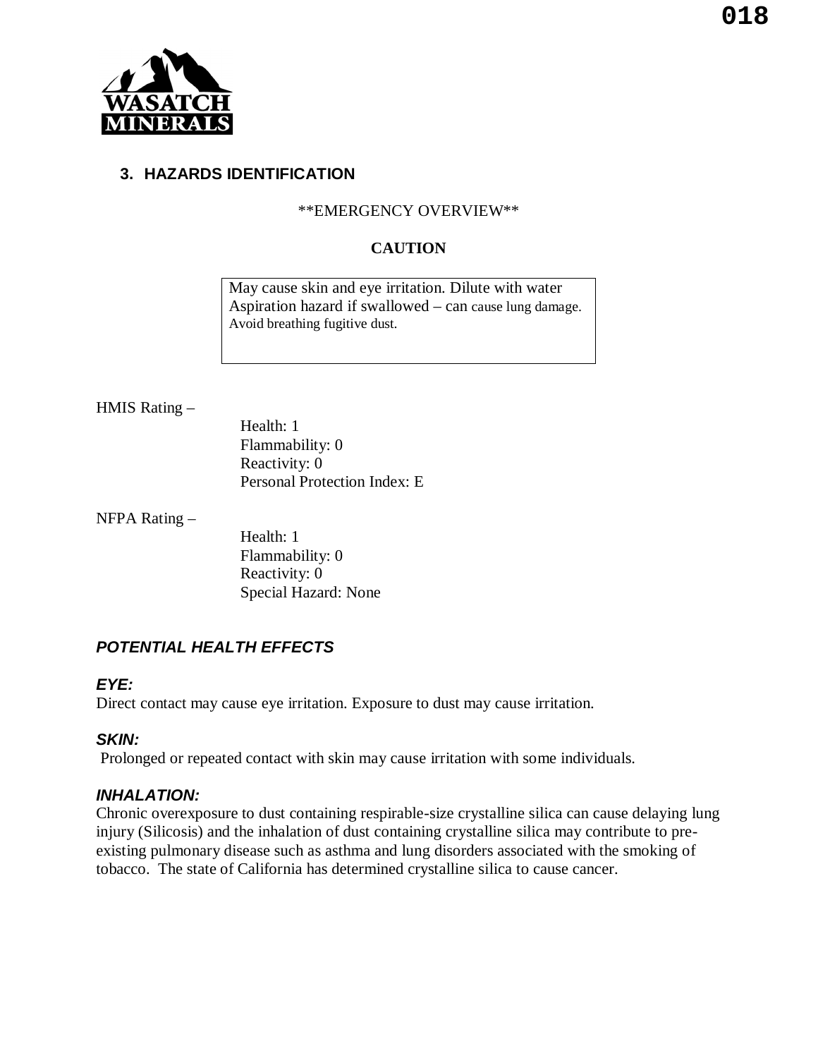## 3. HAZARDS IDENTIFICATION

**EMERGENCY OVERVIEW**

**CAUTION**

May cause skin and eye irritation. Dilute with water
Aspiration hazard if swallowed – can cause lung damage.
Avoid breathing fugitive dust.

HMIS Rating –

Health: 1
Flammability: 0
Reactivity: 0
Personal Protection Index: E

NFPA Rating –

Health: 1
Flammability: 0
Reactivity: 0
Special Hazard: None

### *POTENTIAL HEALTH EFFECTS*

#### *EYE:*

Direct contact may cause eye irritation. Exposure to dust may cause irritation.

#### *SKIN:*

Prolonged or repeated contact with skin may cause irritation with some individuals.

#### *INHALATION:*

Chronic overexposure to dust containing respirable-size crystalline silica can cause delaying lung injury (Silicosis) and the inhalation of dust containing crystalline silica may contribute to pre-existing pulmonary disease such as asthma and lung disorders associated with the smoking of tobacco. The state of California has determined crystalline silica to cause cancer.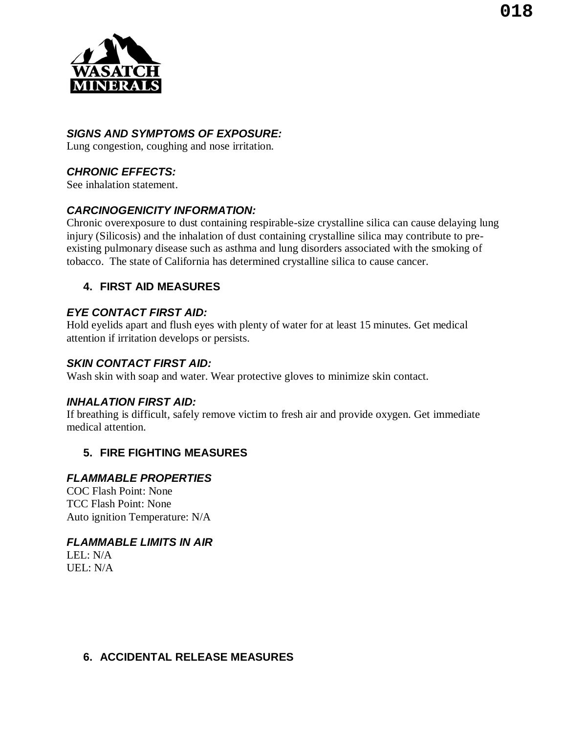### *SIGNS AND SYMPTOMS OF EXPOSURE:*

Lung congestion, coughing and nose irritation.

### *CHRONIC EFFECTS:*

See inhalation statement.

### *CARCINOGENICITY INFORMATION:*

Chronic overexposure to dust containing respirable-size crystalline silica can cause delaying lung injury (Silicosis) and the inhalation of dust containing crystalline silica may contribute to pre-existing pulmonary disease such as asthma and lung disorders associated with the smoking of tobacco. The state of California has determined crystalline silica to cause cancer.

## 4. FIRST AID MEASURES

### *EYE CONTACT FIRST AID:*

Hold eyelids apart and flush eyes with plenty of water for at least 15 minutes. Get medical attention if irritation develops or persists.

### *SKIN CONTACT FIRST AID:*

Wash skin with soap and water. Wear protective gloves to minimize skin contact.

### *INHALATION FIRST AID:*

If breathing is difficult, safely remove victim to fresh air and provide oxygen. Get immediate medical attention.

## 5. FIRE FIGHTING MEASURES

### *FLAMMABLE PROPERTIES*

COC Flash Point: None
TCC Flash Point: None
Auto ignition Temperature: N/A

### *FLAMMABLE LIMITS IN AIR*

LEL: N/A
UEL: N/A

## 6. ACCIDENTAL RELEASE MEASURES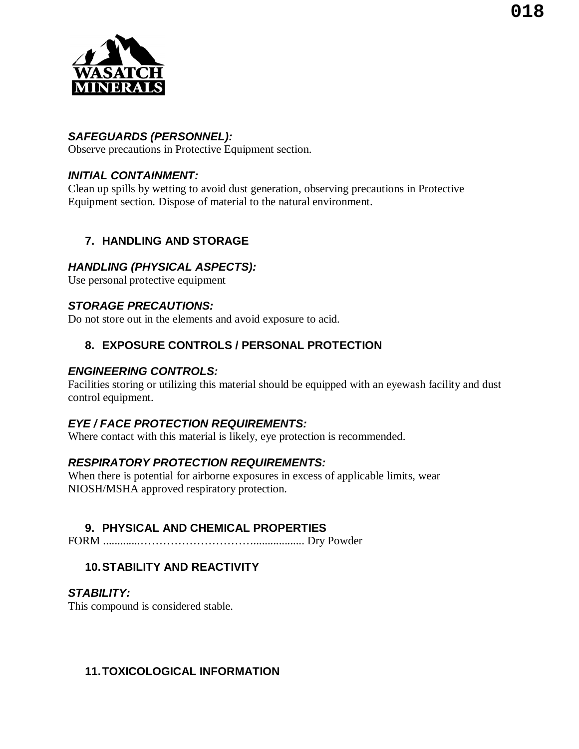### *SAFEGUARDS (PERSONNEL):*

Observe precautions in Protective Equipment section.

### *INITIAL CONTAINMENT:*

Clean up spills by wetting to avoid dust generation, observing precautions in Protective Equipment section. Dispose of material to the natural environment.

## 7. HANDLING AND STORAGE

### *HANDLING (PHYSICAL ASPECTS):*

Use personal protective equipment

### *STORAGE PRECAUTIONS:*

Do not store out in the elements and avoid exposure to acid.

## 8. EXPOSURE CONTROLS / PERSONAL PROTECTION

### *ENGINEERING CONTROLS:*

Facilities storing or utilizing this material should be equipped with an eyewash facility and dust control equipment.

### *EYE / FACE PROTECTION REQUIREMENTS:*

Where contact with this material is likely, eye protection is recommended.

### *RESPIRATORY PROTECTION REQUIREMENTS:*

When there is potential for airborne exposures in excess of applicable limits, wear NIOSH/MSHA approved respiratory protection.

## 9. PHYSICAL AND CHEMICAL PROPERTIES

FORM .............…………………………................... Dry Powder

## 10. STABILITY AND REACTIVITY

### *STABILITY:*

This compound is considered stable.

## 11. TOXICOLOGICAL INFORMATION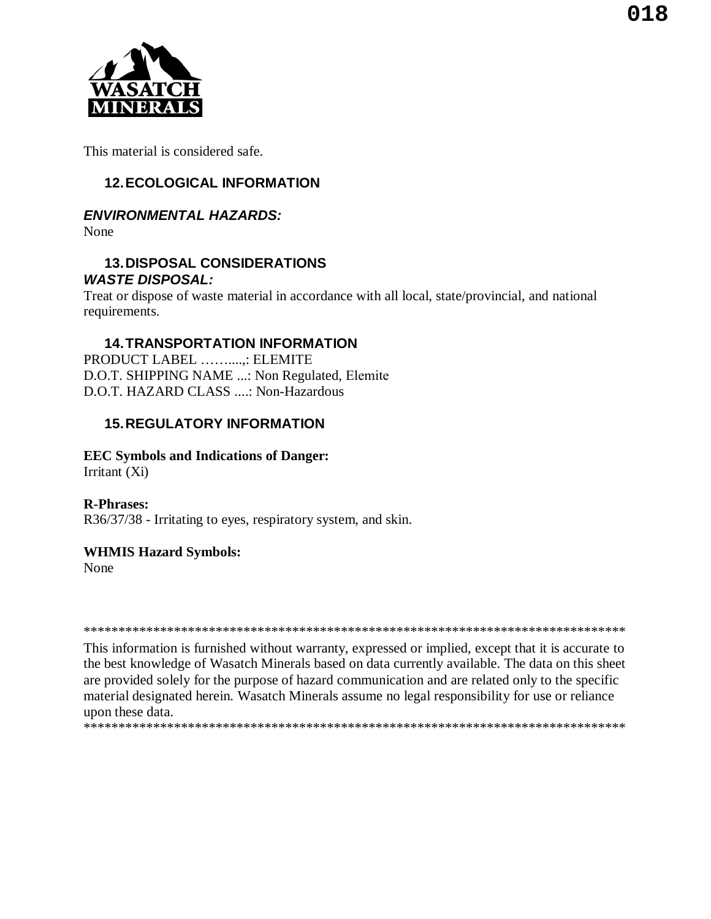This material is considered safe.

## 12. ECOLOGICAL INFORMATION

***ENVIRONMENTAL HAZARDS:***

None

## 13. DISPOSAL CONSIDERATIONS

***WASTE DISPOSAL:***

Treat or dispose of waste material in accordance with all local, state/provincial, and national requirements.

## 14. TRANSPORTATION INFORMATION

PRODUCT LABEL ……....,: ELEMITE
D.O.T. SHIPPING NAME ...: Non Regulated, Elemite
D.O.T. HAZARD CLASS ....: Non-Hazardous

## 15. REGULATORY INFORMATION

**EEC Symbols and Indications of Danger:**
Irritant (Xi)

**R-Phrases:**
R36/37/38 - Irritating to eyes, respiratory system, and skin.

**WHMIS Hazard Symbols:**
None

*******************************************************************************

This information is furnished without warranty, expressed or implied, except that it is accurate to the best knowledge of Wasatch Minerals based on data currently available. The data on this sheet are provided solely for the purpose of hazard communication and are related only to the specific material designated herein. Wasatch Minerals assume no legal responsibility for use or reliance upon these data.

*******************************************************************************